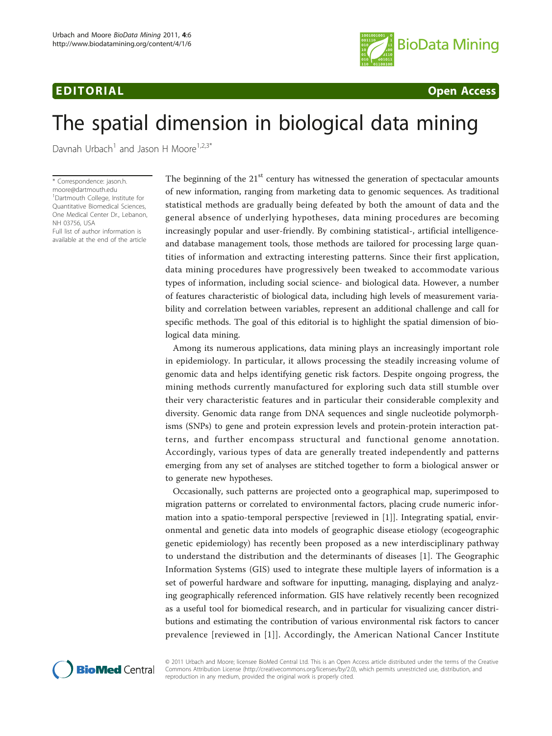EDITORIAL

Open Access

# The spatial dimension in biological data mining

Davnah Urbach[1] and Jason H Moore[1,2,3*]

\* Correspondence: jason.h.moore@dartmouth.edu
[1]Dartmouth College, Institute for Quantitative Biomedical Sciences, One Medical Center Dr., Lebanon, NH 03756, USA
Full list of author information is available at the end of the article

The beginning of the 21st century has witnessed the generation of spectacular amounts of new information, ranging from marketing data to genomic sequences. As traditional statistical methods are gradually being defeated by both the amount of data and the general absence of underlying hypotheses, data mining procedures are becoming increasingly popular and user-friendly. By combining statistical-, artificial intelligence- and database management tools, those methods are tailored for processing large quantities of information and extracting interesting patterns. Since their first application, data mining procedures have progressively been tweaked to accommodate various types of information, including social science- and biological data. However, a number of features characteristic of biological data, including high levels of measurement variability and correlation between variables, represent an additional challenge and call for specific methods. The goal of this editorial is to highlight the spatial dimension of biological data mining.

Among its numerous applications, data mining plays an increasingly important role in epidemiology. In particular, it allows processing the steadily increasing volume of genomic data and helps identifying genetic risk factors. Despite ongoing progress, the mining methods currently manufactured for exploring such data still stumble over their very characteristic features and in particular their considerable complexity and diversity. Genomic data range from DNA sequences and single nucleotide polymorphisms (SNPs) to gene and protein expression levels and protein-protein interaction patterns, and further encompass structural and functional genome annotation. Accordingly, various types of data are generally treated independently and patterns emerging from any set of analyses are stitched together to form a biological answer or to generate new hypotheses.

Occasionally, such patterns are projected onto a geographical map, superimposed to migration patterns or correlated to environmental factors, placing crude numeric information into a spatio-temporal perspective [reviewed in [1]]. Integrating spatial, environmental and genetic data into models of geographic disease etiology (ecogeographic genetic epidemiology) has recently been proposed as a new interdisciplinary pathway to understand the distribution and the determinants of diseases [1]. The Geographic Information Systems (GIS) used to integrate these multiple layers of information is a set of powerful hardware and software for inputting, managing, displaying and analyzing geographically referenced information. GIS have relatively recently been recognized as a useful tool for biomedical research, and in particular for visualizing cancer distributions and estimating the contribution of various environmental risk factors to cancer prevalence [reviewed in [1]]. Accordingly, the American National Cancer Institute

© 2011 Urbach and Moore; licensee BioMed Central Ltd. This is an Open Access article distributed under the terms of the Creative Commons Attribution License (http://creativecommons.org/licenses/by/2.0), which permits unrestricted use, distribution, and reproduction in any medium, provided the original work is properly cited.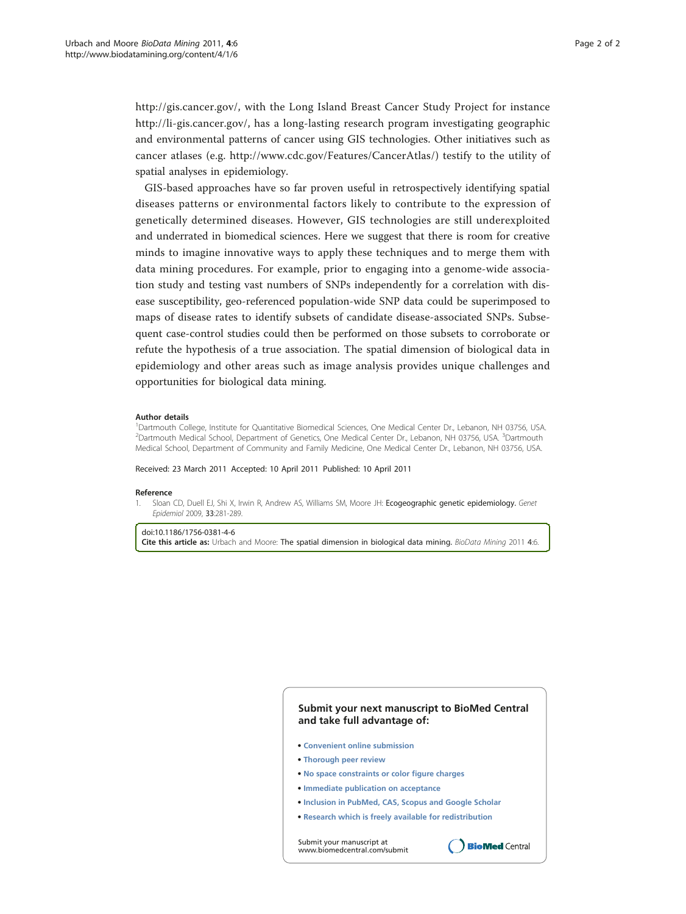http://gis.cancer.gov/, with the Long Island Breast Cancer Study Project for instance http://li-gis.cancer.gov/, has a long-lasting research program investigating geographic and environmental patterns of cancer using GIS technologies. Other initiatives such as cancer atlases (e.g. http://www.cdc.gov/Features/CancerAtlas/) testify to the utility of spatial analyses in epidemiology.

GIS-based approaches have so far proven useful in retrospectively identifying spatial diseases patterns or environmental factors likely to contribute to the expression of genetically determined diseases. However, GIS technologies are still underexploited and underrated in biomedical sciences. Here we suggest that there is room for creative minds to imagine innovative ways to apply these techniques and to merge them with data mining procedures. For example, prior to engaging into a genome-wide association study and testing vast numbers of SNPs independently for a correlation with disease susceptibility, geo-referenced population-wide SNP data could be superimposed to maps of disease rates to identify subsets of candidate disease-associated SNPs. Subsequent case-control studies could then be performed on those subsets to corroborate or refute the hypothesis of a true association. The spatial dimension of biological data in epidemiology and other areas such as image analysis provides unique challenges and opportunities for biological data mining.

#### Author details

[1]Dartmouth College, Institute for Quantitative Biomedical Sciences, One Medical Center Dr., Lebanon, NH 03756, USA. [2]Dartmouth Medical School, Department of Genetics, One Medical Center Dr., Lebanon, NH 03756, USA. [3]Dartmouth Medical School, Department of Community and Family Medicine, One Medical Center Dr., Lebanon, NH 03756, USA.

Received: 23 March 2011 Accepted: 10 April 2011 Published: 10 April 2011

#### Reference

1. Sloan CD, Duell EJ, Shi X, Irwin R, Andrew AS, Williams SM, Moore JH: **Ecogeographic genetic epidemiology.** *Genet Epidemiol* 2009, **33**:281-289.

doi:10.1186/1756-0381-4-6
**Cite this article as:** Urbach and Moore: The spatial dimension in biological data mining. *BioData Mining* 2011 **4**:6.

**Submit your next manuscript to BioMed Central and take full advantage of:**

- Convenient online submission
- Thorough peer review
- No space constraints or color figure charges
- Immediate publication on acceptance
- Inclusion in PubMed, CAS, Scopus and Google Scholar
- Research which is freely available for redistribution

Submit your manuscript at
www.biomedcentral.com/submit

BioMed Central